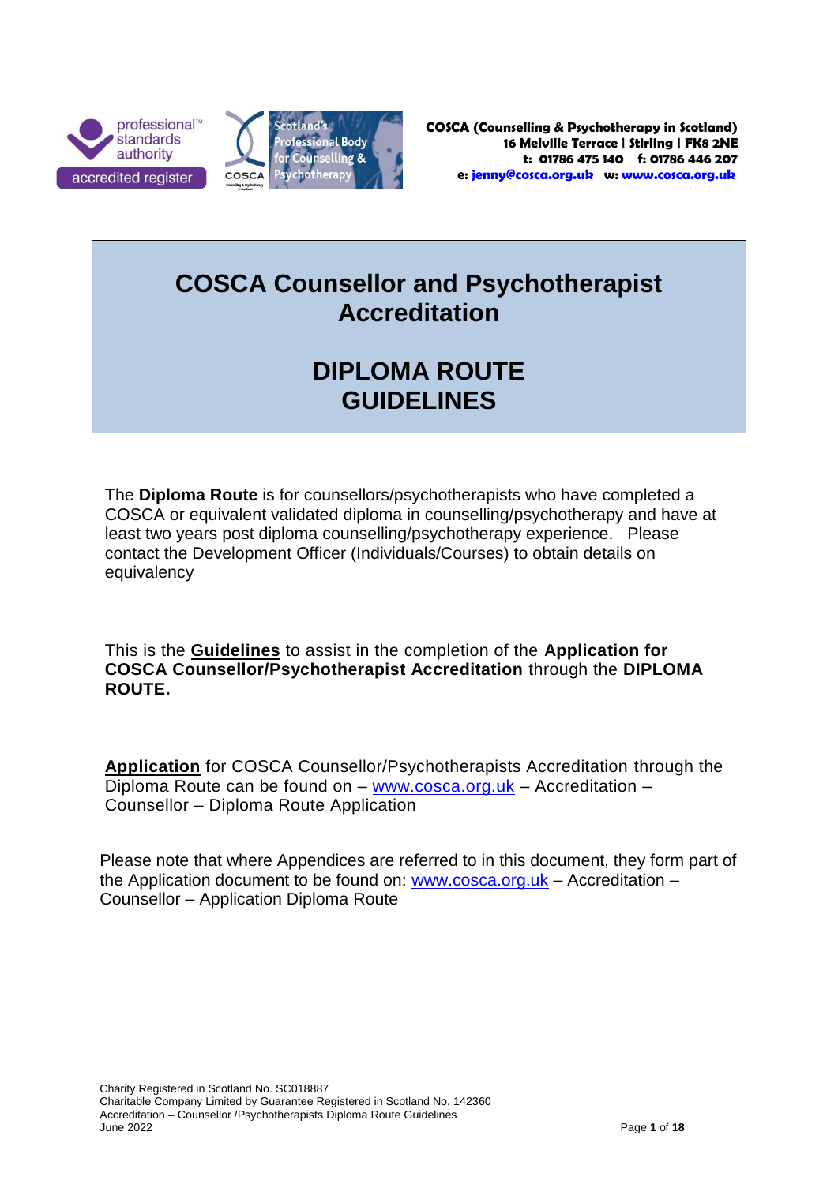**COSCA (Counselling & Psychotherapy in Scotland)**
**16 Melville Terrace | Stirling | FK8 2NE**
**t: 01786 475 140 f: 01786 446 207**
**e: jenny@cosca.org.uk w: www.cosca.org.uk**

# COSCA Counsellor and Psychotherapist Accreditation

# DIPLOMA ROUTE GUIDELINES

The **Diploma Route** is for counsellors/psychotherapists who have completed a COSCA or equivalent validated diploma in counselling/psychotherapy and have at least two years post diploma counselling/psychotherapy experience. Please contact the Development Officer (Individuals/Courses) to obtain details on equivalency

This is the **Guidelines** to assist in the completion of the **Application for COSCA Counsellor/Psychotherapist Accreditation** through the **DIPLOMA ROUTE.**

**Application** for COSCA Counsellor/Psychotherapists Accreditation through the Diploma Route can be found on – www.cosca.org.uk – Accreditation – Counsellor – Diploma Route Application

Please note that where Appendices are referred to in this document, they form part of the Application document to be found on: www.cosca.org.uk – Accreditation – Counsellor – Application Diploma Route

Charity Registered in Scotland No. SC018887
Charitable Company Limited by Guarantee Registered in Scotland No. 142360
Accreditation – Counsellor /Psychotherapists Diploma Route Guidelines
June 2022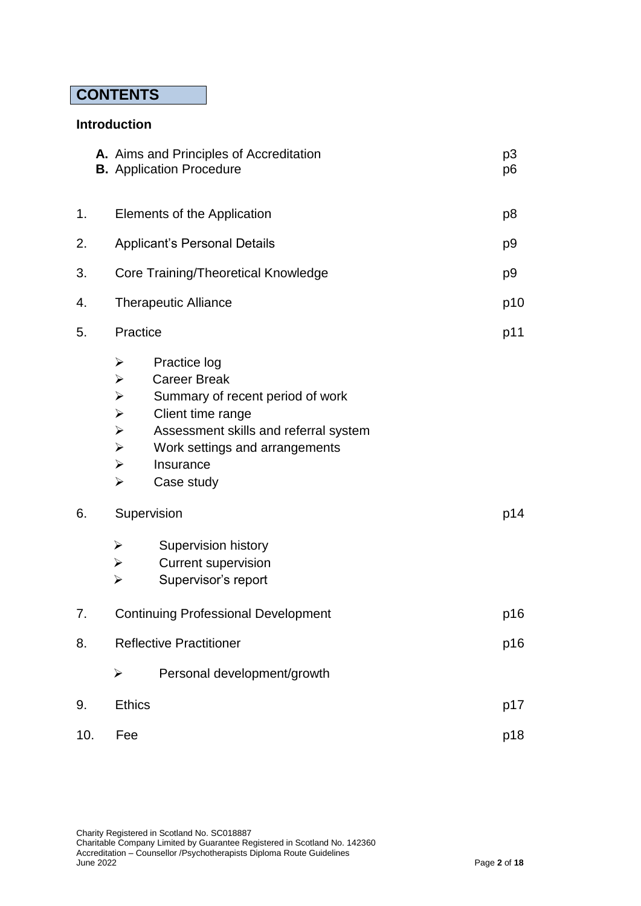# CONTENTS

**Introduction**

| | | |
|---|---|---|
| | **A.** Aims and Principles of Accreditation | p3 |
| | **B.** Application Procedure | p6 |
| 1. | Elements of the Application | p8 |
| 2. | Applicant's Personal Details | p9 |
| 3. | Core Training/Theoretical Knowledge | p9 |
| 4. | Therapeutic Alliance | p10 |
| 5. | Practice | p11 |
| | ➢ Practice log<br>➢ Career Break<br>➢ Summary of recent period of work<br>➢ Client time range<br>➢ Assessment skills and referral system<br>➢ Work settings and arrangements<br>➢ Insurance<br>➢ Case study | |
| 6. | Supervision | p14 |
| | ➢ Supervision history<br>➢ Current supervision<br>➢ Supervisor's report | |
| 7. | Continuing Professional Development | p16 |
| 8. | Reflective Practitioner | p16 |
| | ➢ Personal development/growth | |
| 9. | Ethics | p17 |
| 10. | Fee | p18 |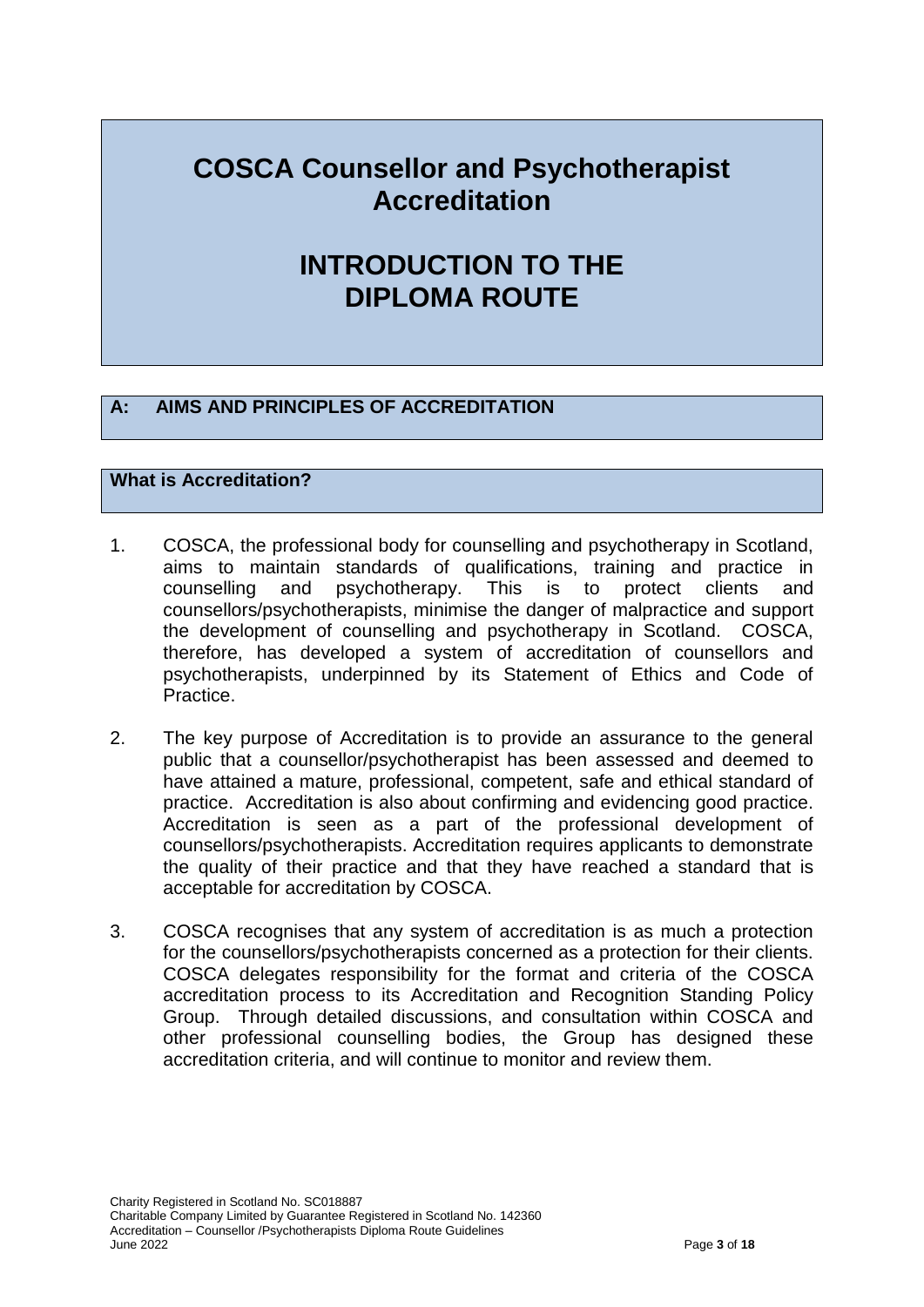# COSCA Counsellor and Psychotherapist Accreditation

# INTRODUCTION TO THE DIPLOMA ROUTE

## A: AIMS AND PRINCIPLES OF ACCREDITATION

### What is Accreditation?

1. COSCA, the professional body for counselling and psychotherapy in Scotland, aims to maintain standards of qualifications, training and practice in counselling and psychotherapy. This is to protect clients and counsellors/psychotherapists, minimise the danger of malpractice and support the development of counselling and psychotherapy in Scotland. COSCA, therefore, has developed a system of accreditation of counsellors and psychotherapists, underpinned by its Statement of Ethics and Code of Practice.

2. The key purpose of Accreditation is to provide an assurance to the general public that a counsellor/psychotherapist has been assessed and deemed to have attained a mature, professional, competent, safe and ethical standard of practice. Accreditation is also about confirming and evidencing good practice. Accreditation is seen as a part of the professional development of counsellors/psychotherapists. Accreditation requires applicants to demonstrate the quality of their practice and that they have reached a standard that is acceptable for accreditation by COSCA.

3. COSCA recognises that any system of accreditation is as much a protection for the counsellors/psychotherapists concerned as a protection for their clients. COSCA delegates responsibility for the format and criteria of the COSCA accreditation process to its Accreditation and Recognition Standing Policy Group. Through detailed discussions, and consultation within COSCA and other professional counselling bodies, the Group has designed these accreditation criteria, and will continue to monitor and review them.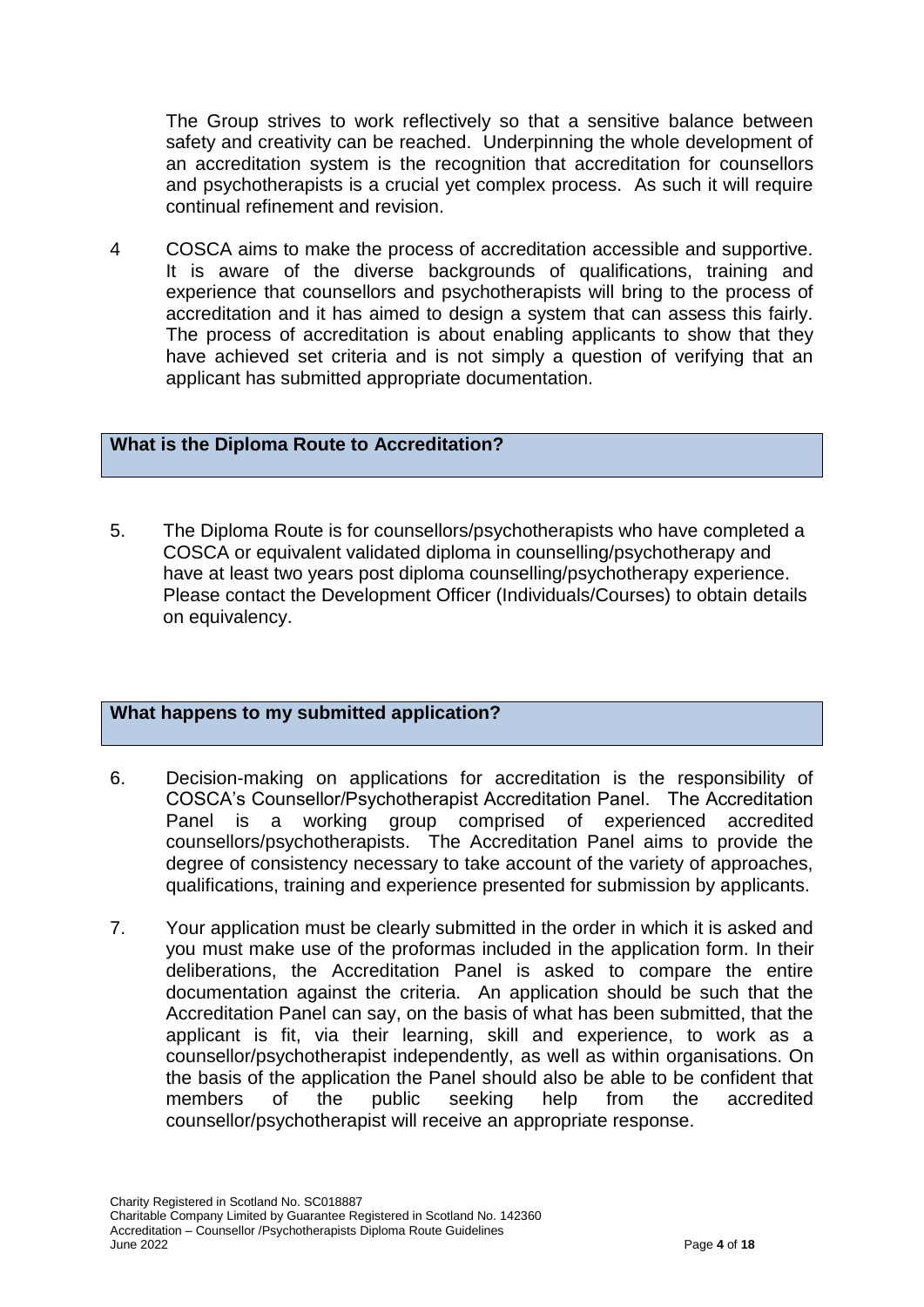The Group strives to work reflectively so that a sensitive balance between safety and creativity can be reached. Underpinning the whole development of an accreditation system is the recognition that accreditation for counsellors and psychotherapists is a crucial yet complex process. As such it will require continual refinement and revision.

4 COSCA aims to make the process of accreditation accessible and supportive. It is aware of the diverse backgrounds of qualifications, training and experience that counsellors and psychotherapists will bring to the process of accreditation and it has aimed to design a system that can assess this fairly. The process of accreditation is about enabling applicants to show that they have achieved set criteria and is not simply a question of verifying that an applicant has submitted appropriate documentation.

## What is the Diploma Route to Accreditation?

5. The Diploma Route is for counsellors/psychotherapists who have completed a COSCA or equivalent validated diploma in counselling/psychotherapy and have at least two years post diploma counselling/psychotherapy experience. Please contact the Development Officer (Individuals/Courses) to obtain details on equivalency.

## What happens to my submitted application?

6. Decision-making on applications for accreditation is the responsibility of COSCA's Counsellor/Psychotherapist Accreditation Panel. The Accreditation Panel is a working group comprised of experienced accredited counsellors/psychotherapists. The Accreditation Panel aims to provide the degree of consistency necessary to take account of the variety of approaches, qualifications, training and experience presented for submission by applicants.

7. Your application must be clearly submitted in the order in which it is asked and you must make use of the proformas included in the application form. In their deliberations, the Accreditation Panel is asked to compare the entire documentation against the criteria. An application should be such that the Accreditation Panel can say, on the basis of what has been submitted, that the applicant is fit, via their learning, skill and experience, to work as a counsellor/psychotherapist independently, as well as within organisations. On the basis of the application the Panel should also be able to be confident that members of the public seeking help from the accredited counsellor/psychotherapist will receive an appropriate response.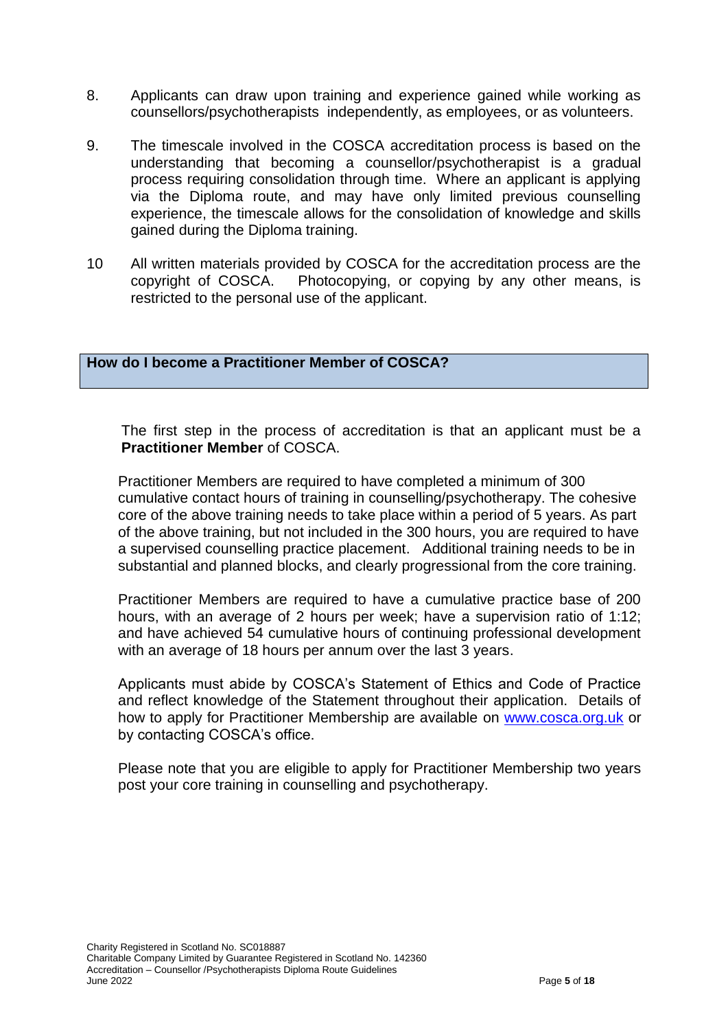8. Applicants can draw upon training and experience gained while working as counsellors/psychotherapists independently, as employees, or as volunteers.

9. The timescale involved in the COSCA accreditation process is based on the understanding that becoming a counsellor/psychotherapist is a gradual process requiring consolidation through time. Where an applicant is applying via the Diploma route, and may have only limited previous counselling experience, the timescale allows for the consolidation of knowledge and skills gained during the Diploma training.

10. All written materials provided by COSCA for the accreditation process are the copyright of COSCA. Photocopying, or copying by any other means, is restricted to the personal use of the applicant.

## How do I become a Practitioner Member of COSCA?

The first step in the process of accreditation is that an applicant must be a **Practitioner Member** of COSCA.

Practitioner Members are required to have completed a minimum of 300 cumulative contact hours of training in counselling/psychotherapy. The cohesive core of the above training needs to take place within a period of 5 years. As part of the above training, but not included in the 300 hours, you are required to have a supervised counselling practice placement. Additional training needs to be in substantial and planned blocks, and clearly progressional from the core training.

Practitioner Members are required to have a cumulative practice base of 200 hours, with an average of 2 hours per week; have a supervision ratio of 1:12; and have achieved 54 cumulative hours of continuing professional development with an average of 18 hours per annum over the last 3 years.

Applicants must abide by COSCA's Statement of Ethics and Code of Practice and reflect knowledge of the Statement throughout their application. Details of how to apply for Practitioner Membership are available on [www.cosca.org.uk](http://www.cosca.org.uk) or by contacting COSCA's office.

Please note that you are eligible to apply for Practitioner Membership two years post your core training in counselling and psychotherapy.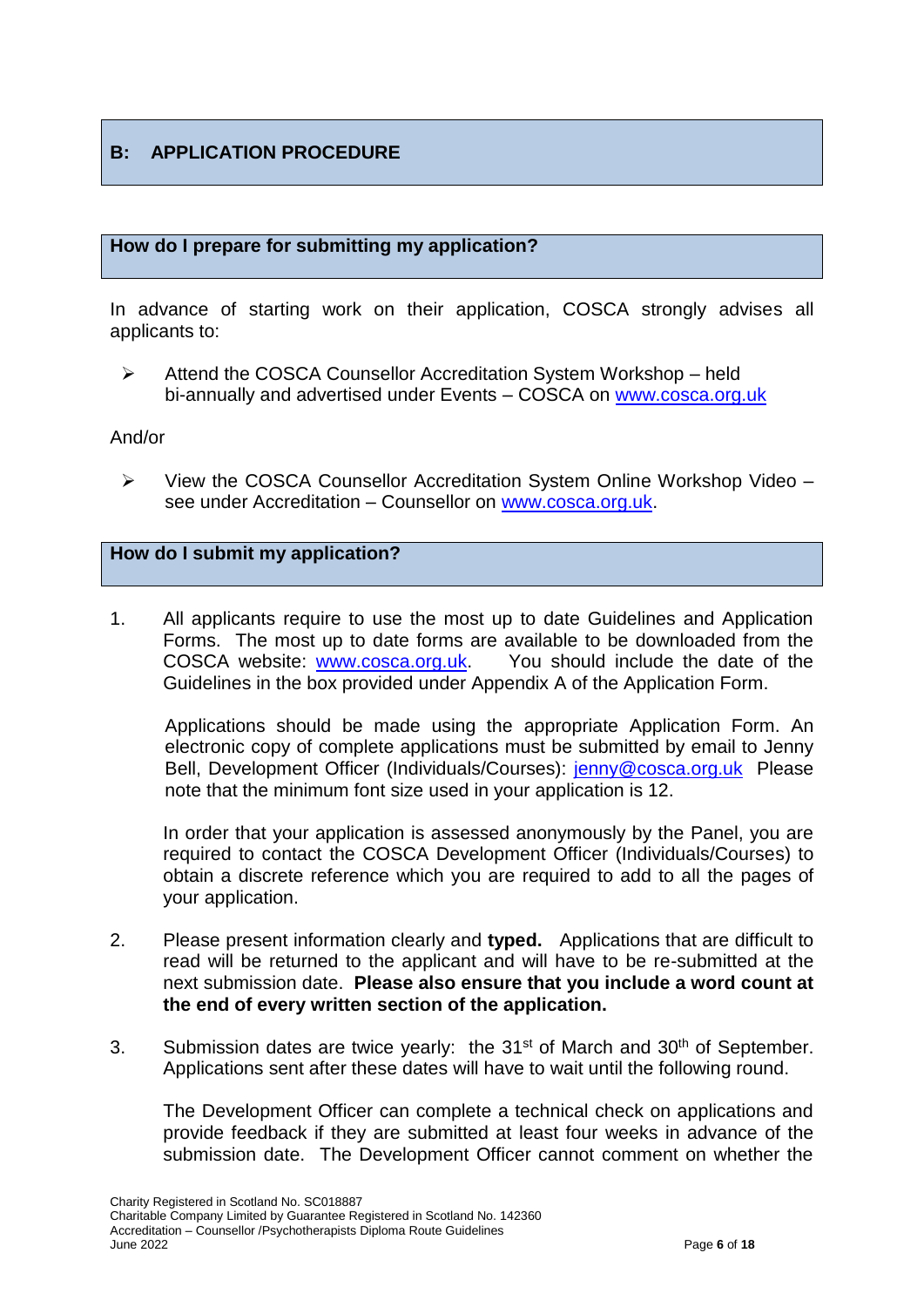## B: APPLICATION PROCEDURE

### How do I prepare for submitting my application?

In advance of starting work on their application, COSCA strongly advises all applicants to:

- Attend the COSCA Counsellor Accreditation System Workshop – held bi-annually and advertised under Events – COSCA on www.cosca.org.uk

And/or

- View the COSCA Counsellor Accreditation System Online Workshop Video – see under Accreditation – Counsellor on www.cosca.org.uk.

### How do I submit my application?

1. All applicants require to use the most up to date Guidelines and Application Forms. The most up to date forms are available to be downloaded from the COSCA website: www.cosca.org.uk. You should include the date of the Guidelines in the box provided under Appendix A of the Application Form.

   Applications should be made using the appropriate Application Form. An electronic copy of complete applications must be submitted by email to Jenny Bell, Development Officer (Individuals/Courses): jenny@cosca.org.uk Please note that the minimum font size used in your application is 12.

   In order that your application is assessed anonymously by the Panel, you are required to contact the COSCA Development Officer (Individuals/Courses) to obtain a discrete reference which you are required to add to all the pages of your application.

2. Please present information clearly and **typed.** Applications that are difficult to read will be returned to the applicant and will have to be re-submitted at the next submission date. **Please also ensure that you include a word count at the end of every written section of the application.**

3. Submission dates are twice yearly: the 31st of March and 30th of September. Applications sent after these dates will have to wait until the following round.

   The Development Officer can complete a technical check on applications and provide feedback if they are submitted at least four weeks in advance of the submission date. The Development Officer cannot comment on whether the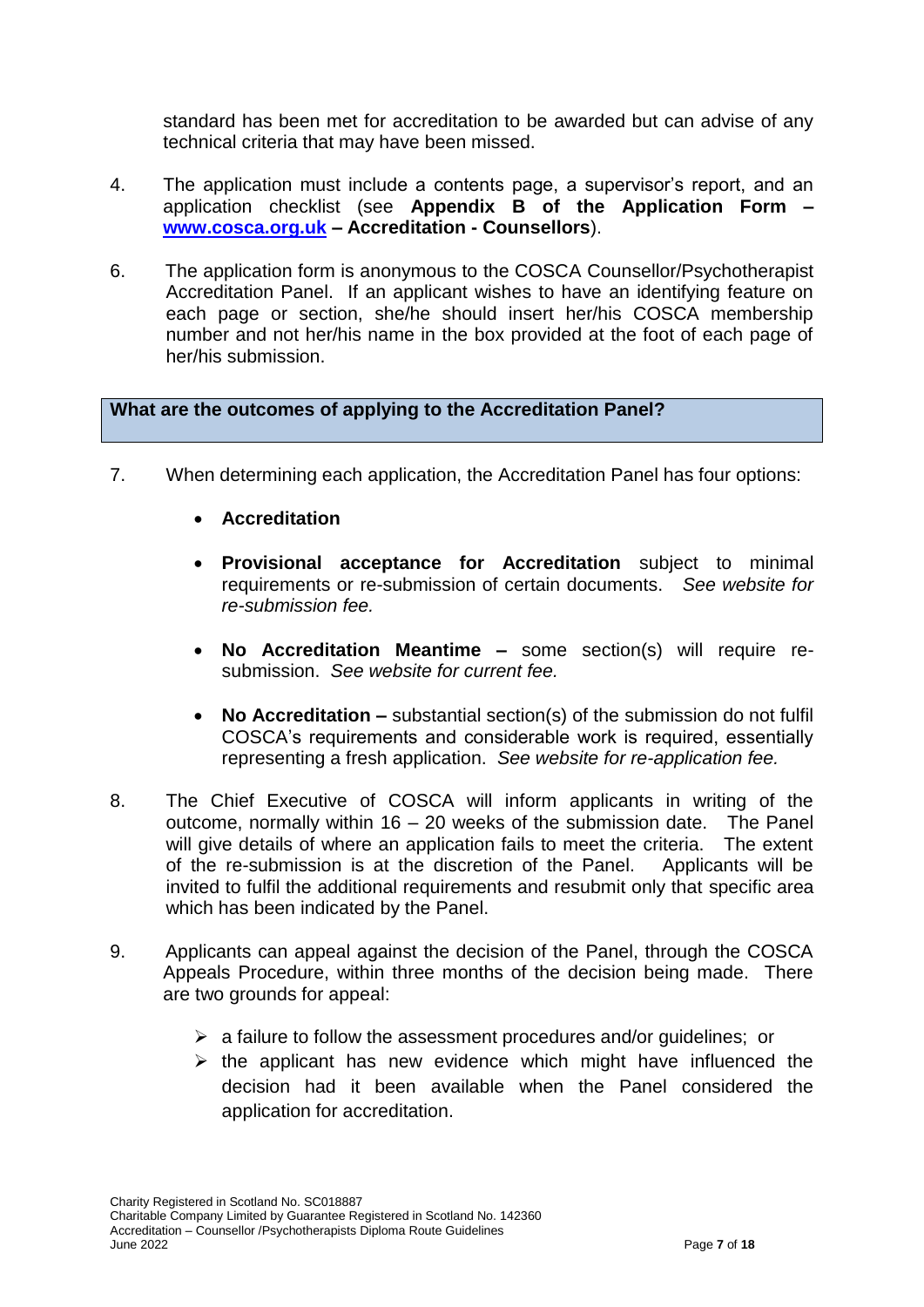standard has been met for accreditation to be awarded but can advise of any technical criteria that may have been missed.

4. The application must include a contents page, a supervisor's report, and an application checklist (see **Appendix B of the Application Form – [www.cosca.org.uk](http://www.cosca.org.uk) – Accreditation - Counsellors**).

6. The application form is anonymous to the COSCA Counsellor/Psychotherapist Accreditation Panel. If an applicant wishes to have an identifying feature on each page or section, she/he should insert her/his COSCA membership number and not her/his name in the box provided at the foot of each page of her/his submission.

## What are the outcomes of applying to the Accreditation Panel?

7. When determining each application, the Accreditation Panel has four options:

   - **Accreditation**
   - **Provisional acceptance for Accreditation** subject to minimal requirements or re-submission of certain documents. *See website for re-submission fee.*
   - **No Accreditation Meantime –** some section(s) will require re-submission. *See website for current fee.*
   - **No Accreditation –** substantial section(s) of the submission do not fulfil COSCA's requirements and considerable work is required, essentially representing a fresh application. *See website for re-application fee.*

8. The Chief Executive of COSCA will inform applicants in writing of the outcome, normally within 16 – 20 weeks of the submission date. The Panel will give details of where an application fails to meet the criteria. The extent of the re-submission is at the discretion of the Panel. Applicants will be invited to fulfil the additional requirements and resubmit only that specific area which has been indicated by the Panel.

9. Applicants can appeal against the decision of the Panel, through the COSCA Appeals Procedure, within three months of the decision being made. There are two grounds for appeal:

   - a failure to follow the assessment procedures and/or guidelines; or
   - the applicant has new evidence which might have influenced the decision had it been available when the Panel considered the application for accreditation.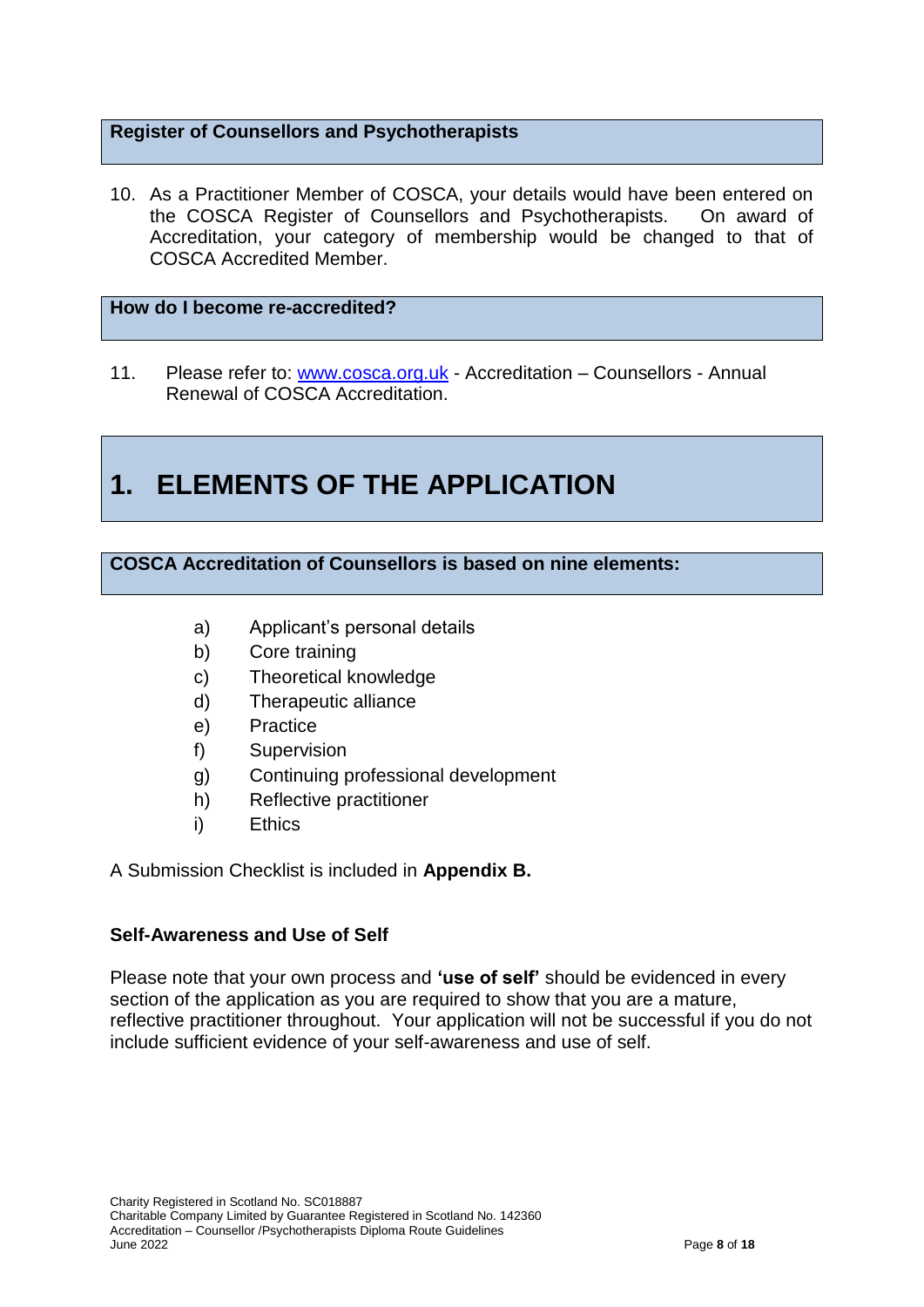### Register of Counsellors and Psychotherapists

10. As a Practitioner Member of COSCA, your details would have been entered on the COSCA Register of Counsellors and Psychotherapists. On award of Accreditation, your category of membership would be changed to that of COSCA Accredited Member.

### How do I become re-accredited?

11. Please refer to: www.cosca.org.uk - Accreditation – Counsellors - Annual Renewal of COSCA Accreditation.

# 1. ELEMENTS OF THE APPLICATION

### COSCA Accreditation of Counsellors is based on nine elements:

a) Applicant's personal details
b) Core training
c) Theoretical knowledge
d) Therapeutic alliance
e) Practice
f) Supervision
g) Continuing professional development
h) Reflective practitioner
i) Ethics

A Submission Checklist is included in **Appendix B.**

**Self-Awareness and Use of Self**

Please note that your own process and **'use of self'** should be evidenced in every section of the application as you are required to show that you are a mature, reflective practitioner throughout. Your application will not be successful if you do not include sufficient evidence of your self-awareness and use of self.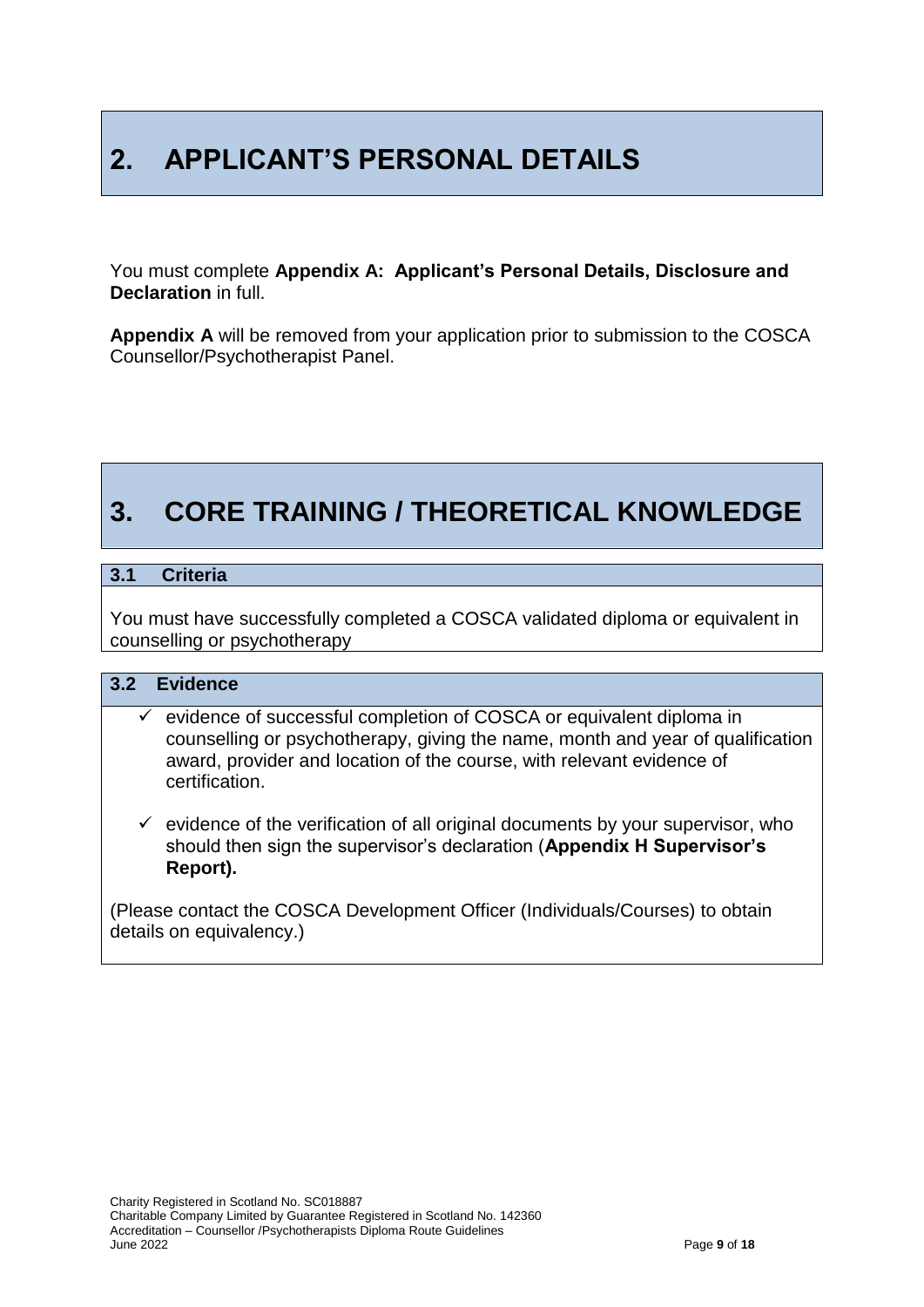# 2. APPLICANT'S PERSONAL DETAILS

You must complete **Appendix A: Applicant's Personal Details, Disclosure and Declaration** in full.

**Appendix A** will be removed from your application prior to submission to the COSCA Counsellor/Psychotherapist Panel.

# 3. CORE TRAINING / THEORETICAL KNOWLEDGE

## 3.1 Criteria

You must have successfully completed a COSCA validated diploma or equivalent in counselling or psychotherapy

## 3.2 Evidence

- ✓ evidence of successful completion of COSCA or equivalent diploma in counselling or psychotherapy, giving the name, month and year of qualification award, provider and location of the course, with relevant evidence of certification.
- ✓ evidence of the verification of all original documents by your supervisor, who should then sign the supervisor's declaration (**Appendix H Supervisor's Report).**

(Please contact the COSCA Development Officer (Individuals/Courses) to obtain details on equivalency.)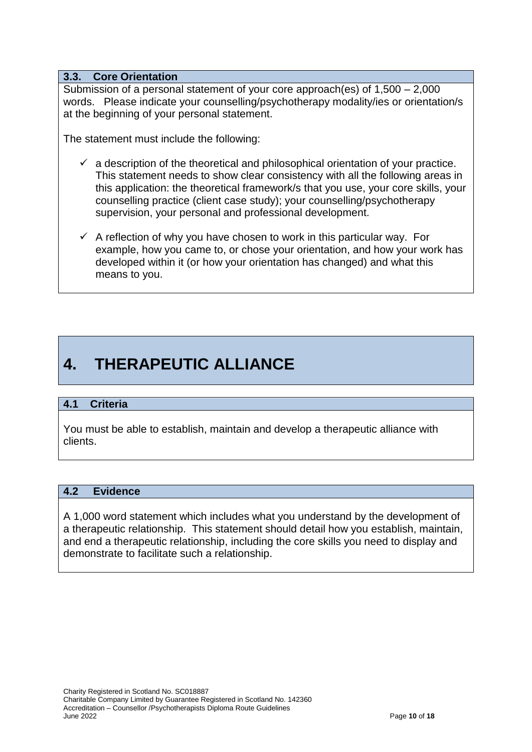### 3.3. Core Orientation

Submission of a personal statement of your core approach(es) of 1,500 – 2,000 words. Please indicate your counselling/psychotherapy modality/ies or orientation/s at the beginning of your personal statement.

The statement must include the following:

- ✓ a description of the theoretical and philosophical orientation of your practice. This statement needs to show clear consistency with all the following areas in this application: the theoretical framework/s that you use, your core skills, your counselling practice (client case study); your counselling/psychotherapy supervision, your personal and professional development.
- ✓ A reflection of why you have chosen to work in this particular way. For example, how you came to, or chose your orientation, and how your work has developed within it (or how your orientation has changed) and what this means to you.

# 4. THERAPEUTIC ALLIANCE

### 4.1 Criteria

You must be able to establish, maintain and develop a therapeutic alliance with clients.

### 4.2 Evidence

A 1,000 word statement which includes what you understand by the development of a therapeutic relationship. This statement should detail how you establish, maintain, and end a therapeutic relationship, including the core skills you need to display and demonstrate to facilitate such a relationship.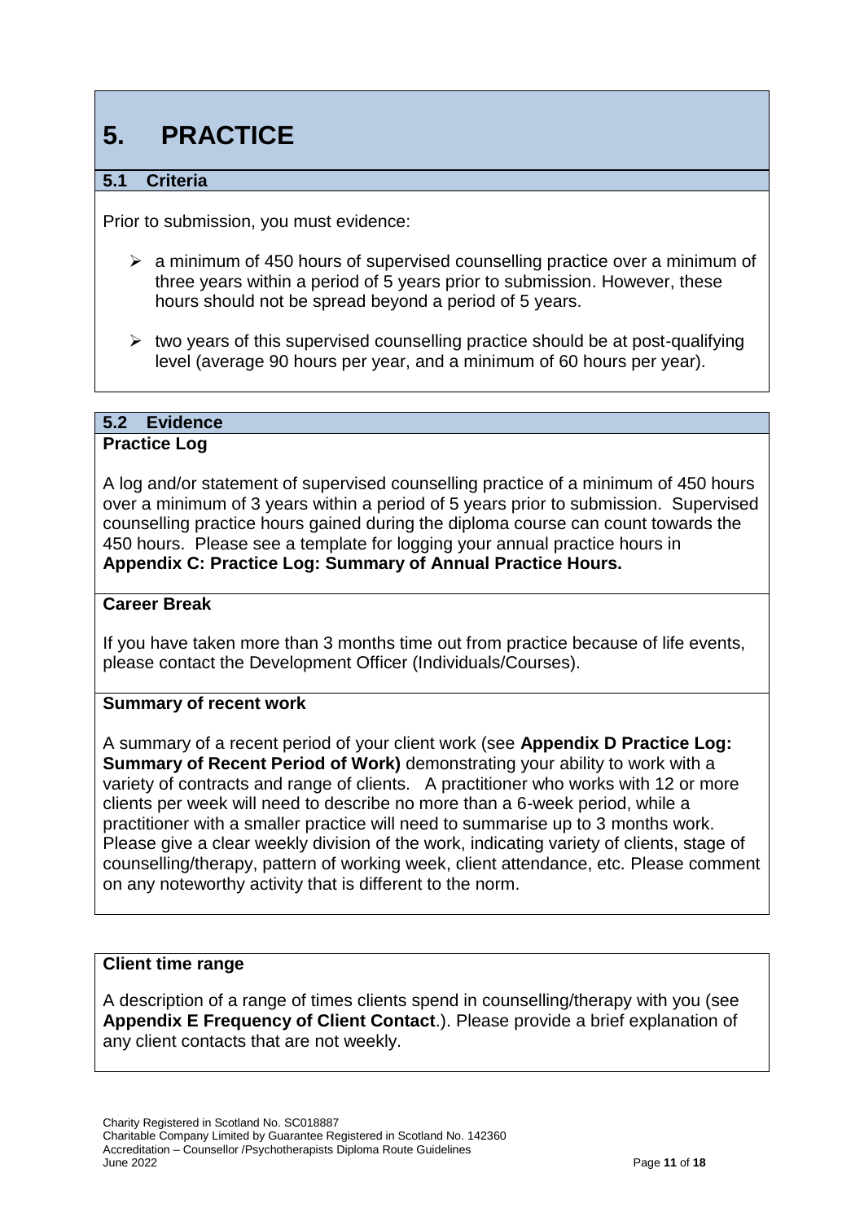# 5. PRACTICE

## 5.1 Criteria

Prior to submission, you must evidence:

- a minimum of 450 hours of supervised counselling practice over a minimum of three years within a period of 5 years prior to submission. However, these hours should not be spread beyond a period of 5 years.
- two years of this supervised counselling practice should be at post-qualifying level (average 90 hours per year, and a minimum of 60 hours per year).

## 5.2 Evidence

### Practice Log

A log and/or statement of supervised counselling practice of a minimum of 450 hours over a minimum of 3 years within a period of 5 years prior to submission. Supervised counselling practice hours gained during the diploma course can count towards the 450 hours. Please see a template for logging your annual practice hours in **Appendix C: Practice Log: Summary of Annual Practice Hours.**

### Career Break

If you have taken more than 3 months time out from practice because of life events, please contact the Development Officer (Individuals/Courses).

### Summary of recent work

A summary of a recent period of your client work (see **Appendix D Practice Log: Summary of Recent Period of Work)** demonstrating your ability to work with a variety of contracts and range of clients. A practitioner who works with 12 or more clients per week will need to describe no more than a 6-week period, while a practitioner with a smaller practice will need to summarise up to 3 months work. Please give a clear weekly division of the work, indicating variety of clients, stage of counselling/therapy, pattern of working week, client attendance, etc. Please comment on any noteworthy activity that is different to the norm.

### Client time range

A description of a range of times clients spend in counselling/therapy with you (see **Appendix E Frequency of Client Contact**.). Please provide a brief explanation of any client contacts that are not weekly.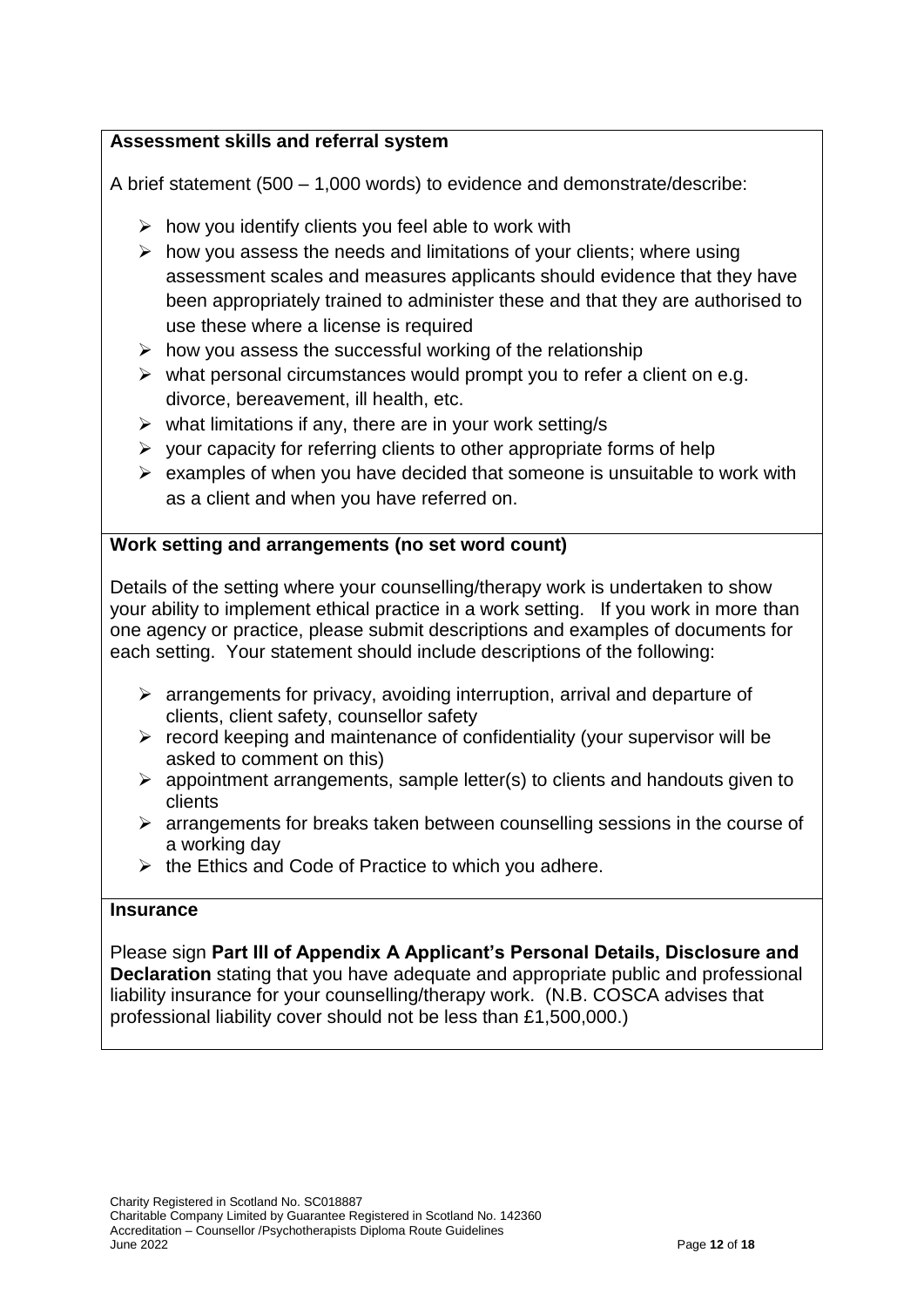**Assessment skills and referral system**

A brief statement (500 – 1,000 words) to evidence and demonstrate/describe:

- how you identify clients you feel able to work with
- how you assess the needs and limitations of your clients; where using assessment scales and measures applicants should evidence that they have been appropriately trained to administer these and that they are authorised to use these where a license is required
- how you assess the successful working of the relationship
- what personal circumstances would prompt you to refer a client on e.g. divorce, bereavement, ill health, etc.
- what limitations if any, there are in your work setting/s
- your capacity for referring clients to other appropriate forms of help
- examples of when you have decided that someone is unsuitable to work with as a client and when you have referred on.

**Work setting and arrangements (no set word count)**

Details of the setting where your counselling/therapy work is undertaken to show your ability to implement ethical practice in a work setting. If you work in more than one agency or practice, please submit descriptions and examples of documents for each setting. Your statement should include descriptions of the following:

- arrangements for privacy, avoiding interruption, arrival and departure of clients, client safety, counsellor safety
- record keeping and maintenance of confidentiality (your supervisor will be asked to comment on this)
- appointment arrangements, sample letter(s) to clients and handouts given to clients
- arrangements for breaks taken between counselling sessions in the course of a working day
- the Ethics and Code of Practice to which you adhere.

**Insurance**

Please sign **Part III of Appendix A Applicant's Personal Details, Disclosure and Declaration** stating that you have adequate and appropriate public and professional liability insurance for your counselling/therapy work. (N.B. COSCA advises that professional liability cover should not be less than £1,500,000.)

Charity Registered in Scotland No. SC018887
Charitable Company Limited by Guarantee Registered in Scotland No. 142360
Accreditation – Counsellor /Psychotherapists Diploma Route Guidelines
June 2022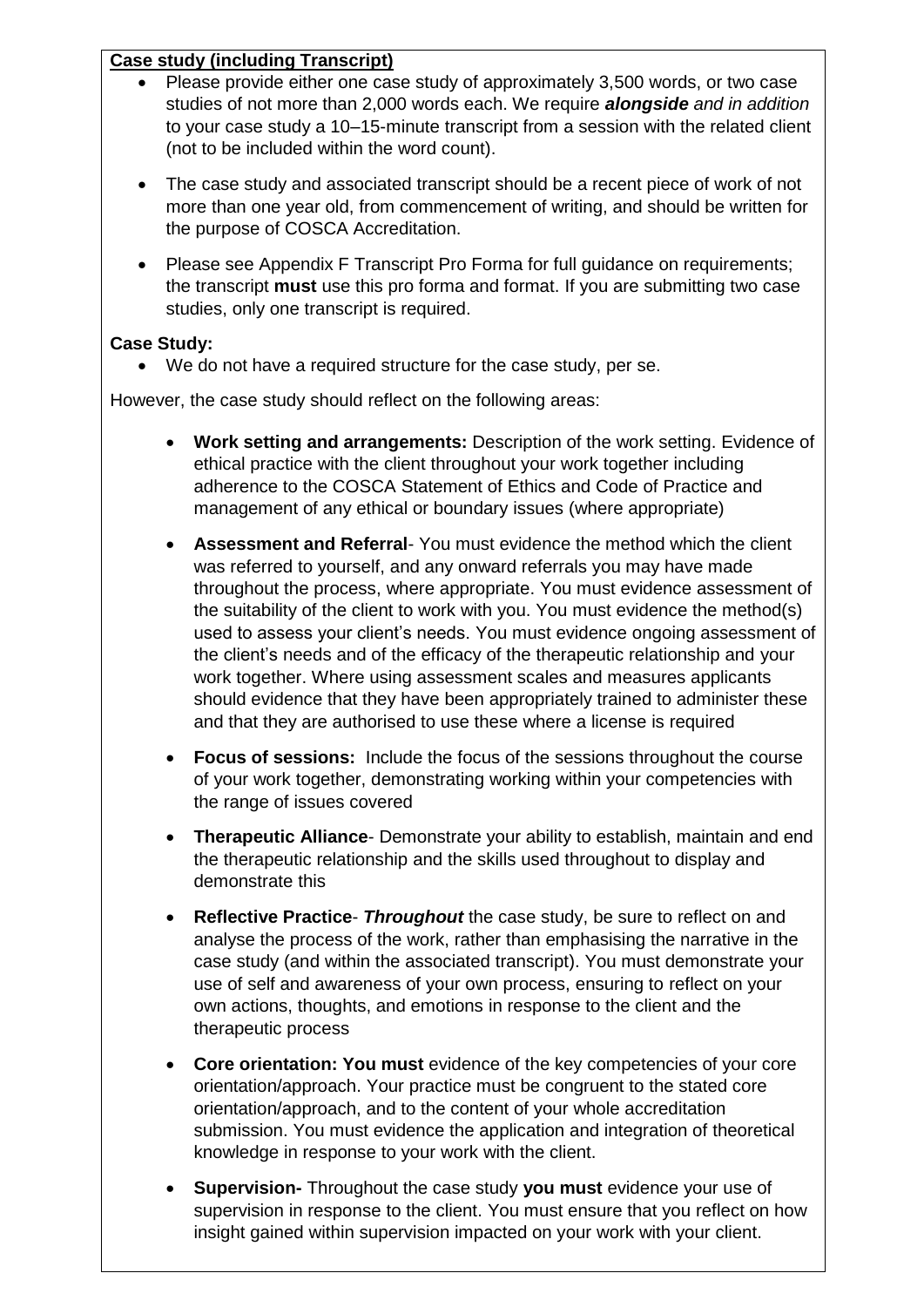**Case study (including Transcript)**

- Please provide either one case study of approximately 3,500 words, or two case studies of not more than 2,000 words each. We require ***alongside*** *and in addition* to your case study a 10–15-minute transcript from a session with the related client (not to be included within the word count).

- The case study and associated transcript should be a recent piece of work of not more than one year old, from commencement of writing, and should be written for the purpose of COSCA Accreditation.

- Please see Appendix F Transcript Pro Forma for full guidance on requirements; the transcript **must** use this pro forma and format. If you are submitting two case studies, only one transcript is required.

**Case Study:**

- We do not have a required structure for the case study, per se.

However, the case study should reflect on the following areas:

- **Work setting and arrangements:** Description of the work setting. Evidence of ethical practice with the client throughout your work together including adherence to the COSCA Statement of Ethics and Code of Practice and management of any ethical or boundary issues (where appropriate)

- **Assessment and Referral**- You must evidence the method which the client was referred to yourself, and any onward referrals you may have made throughout the process, where appropriate. You must evidence assessment of the suitability of the client to work with you. You must evidence the method(s) used to assess your client's needs. You must evidence ongoing assessment of the client's needs and of the efficacy of the therapeutic relationship and your work together. Where using assessment scales and measures applicants should evidence that they have been appropriately trained to administer these and that they are authorised to use these where a license is required

- **Focus of sessions:** Include the focus of the sessions throughout the course of your work together, demonstrating working within your competencies with the range of issues covered

- **Therapeutic Alliance**- Demonstrate your ability to establish, maintain and end the therapeutic relationship and the skills used throughout to display and demonstrate this

- **Reflective Practice**- ***Throughout*** the case study, be sure to reflect on and analyse the process of the work, rather than emphasising the narrative in the case study (and within the associated transcript). You must demonstrate your use of self and awareness of your own process, ensuring to reflect on your own actions, thoughts, and emotions in response to the client and the therapeutic process

- **Core orientation: You must** evidence of the key competencies of your core orientation/approach. Your practice must be congruent to the stated core orientation/approach, and to the content of your whole accreditation submission. You must evidence the application and integration of theoretical knowledge in response to your work with the client.

- **Supervision-** Throughout the case study **you must** evidence your use of supervision in response to the client. You must ensure that you reflect on how insight gained within supervision impacted on your work with your client.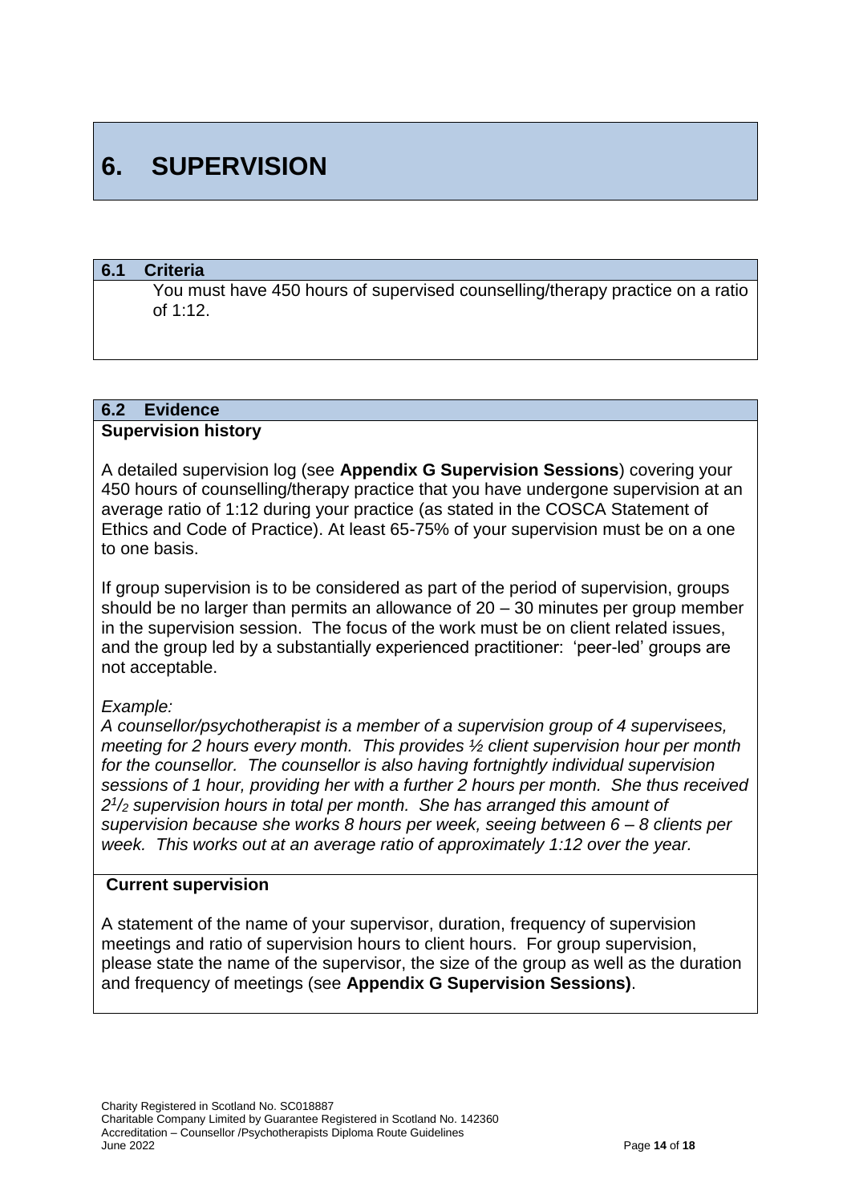# 6. SUPERVISION

## 6.1 Criteria

You must have 450 hours of supervised counselling/therapy practice on a ratio of 1:12.

## 6.2 Evidence

### Supervision history

A detailed supervision log (see **Appendix G Supervision Sessions**) covering your 450 hours of counselling/therapy practice that you have undergone supervision at an average ratio of 1:12 during your practice (as stated in the COSCA Statement of Ethics and Code of Practice). At least 65-75% of your supervision must be on a one to one basis.

If group supervision is to be considered as part of the period of supervision, groups should be no larger than permits an allowance of 20 – 30 minutes per group member in the supervision session. The focus of the work must be on client related issues, and the group led by a substantially experienced practitioner: 'peer-led' groups are not acceptable.

*Example:*

*A counsellor/psychotherapist is a member of a supervision group of 4 supervisees, meeting for 2 hours every month. This provides ½ client supervision hour per month for the counsellor. The counsellor is also having fortnightly individual supervision sessions of 1 hour, providing her with a further 2 hours per month. She thus received $2^{1}/_{2}$ supervision hours in total per month. She has arranged this amount of supervision because she works 8 hours per week, seeing between 6 – 8 clients per week. This works out at an average ratio of approximately 1:12 over the year.*

### Current supervision

A statement of the name of your supervisor, duration, frequency of supervision meetings and ratio of supervision hours to client hours. For group supervision, please state the name of the supervisor, the size of the group as well as the duration and frequency of meetings (see **Appendix G Supervision Sessions)**.

Charity Registered in Scotland No. SC018887
Charitable Company Limited by Guarantee Registered in Scotland No. 142360
Accreditation – Counsellor /Psychotherapists Diploma Route Guidelines
June 2022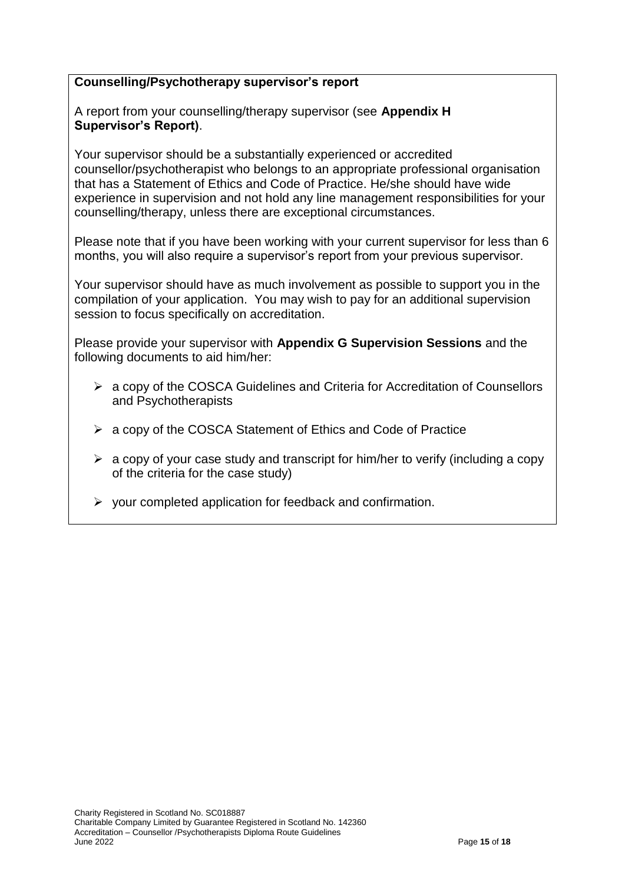**Counselling/Psychotherapy supervisor's report**

A report from your counselling/therapy supervisor (see **Appendix H Supervisor's Report)**.

Your supervisor should be a substantially experienced or accredited counsellor/psychotherapist who belongs to an appropriate professional organisation that has a Statement of Ethics and Code of Practice. He/she should have wide experience in supervision and not hold any line management responsibilities for your counselling/therapy, unless there are exceptional circumstances.

Please note that if you have been working with your current supervisor for less than 6 months, you will also require a supervisor's report from your previous supervisor.

Your supervisor should have as much involvement as possible to support you in the compilation of your application. You may wish to pay for an additional supervision session to focus specifically on accreditation.

Please provide your supervisor with **Appendix G Supervision Sessions** and the following documents to aid him/her:

- a copy of the COSCA Guidelines and Criteria for Accreditation of Counsellors and Psychotherapists
- a copy of the COSCA Statement of Ethics and Code of Practice
- a copy of your case study and transcript for him/her to verify (including a copy of the criteria for the case study)
- your completed application for feedback and confirmation.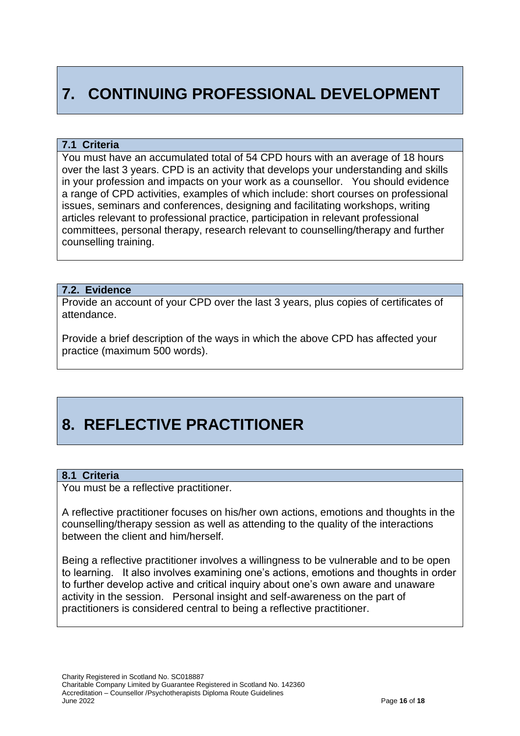# 7. CONTINUING PROFESSIONAL DEVELOPMENT

### 7.1 Criteria

You must have an accumulated total of 54 CPD hours with an average of 18 hours over the last 3 years. CPD is an activity that develops your understanding and skills in your profession and impacts on your work as a counsellor. You should evidence a range of CPD activities, examples of which include: short courses on professional issues, seminars and conferences, designing and facilitating workshops, writing articles relevant to professional practice, participation in relevant professional committees, personal therapy, research relevant to counselling/therapy and further counselling training.

### 7.2. Evidence

Provide an account of your CPD over the last 3 years, plus copies of certificates of attendance.

Provide a brief description of the ways in which the above CPD has affected your practice (maximum 500 words).

# 8. REFLECTIVE PRACTITIONER

### 8.1 Criteria

You must be a reflective practitioner.

A reflective practitioner focuses on his/her own actions, emotions and thoughts in the counselling/therapy session as well as attending to the quality of the interactions between the client and him/herself.

Being a reflective practitioner involves a willingness to be vulnerable and to be open to learning. It also involves examining one's actions, emotions and thoughts in order to further develop active and critical inquiry about one's own aware and unaware activity in the session. Personal insight and self-awareness on the part of practitioners is considered central to being a reflective practitioner.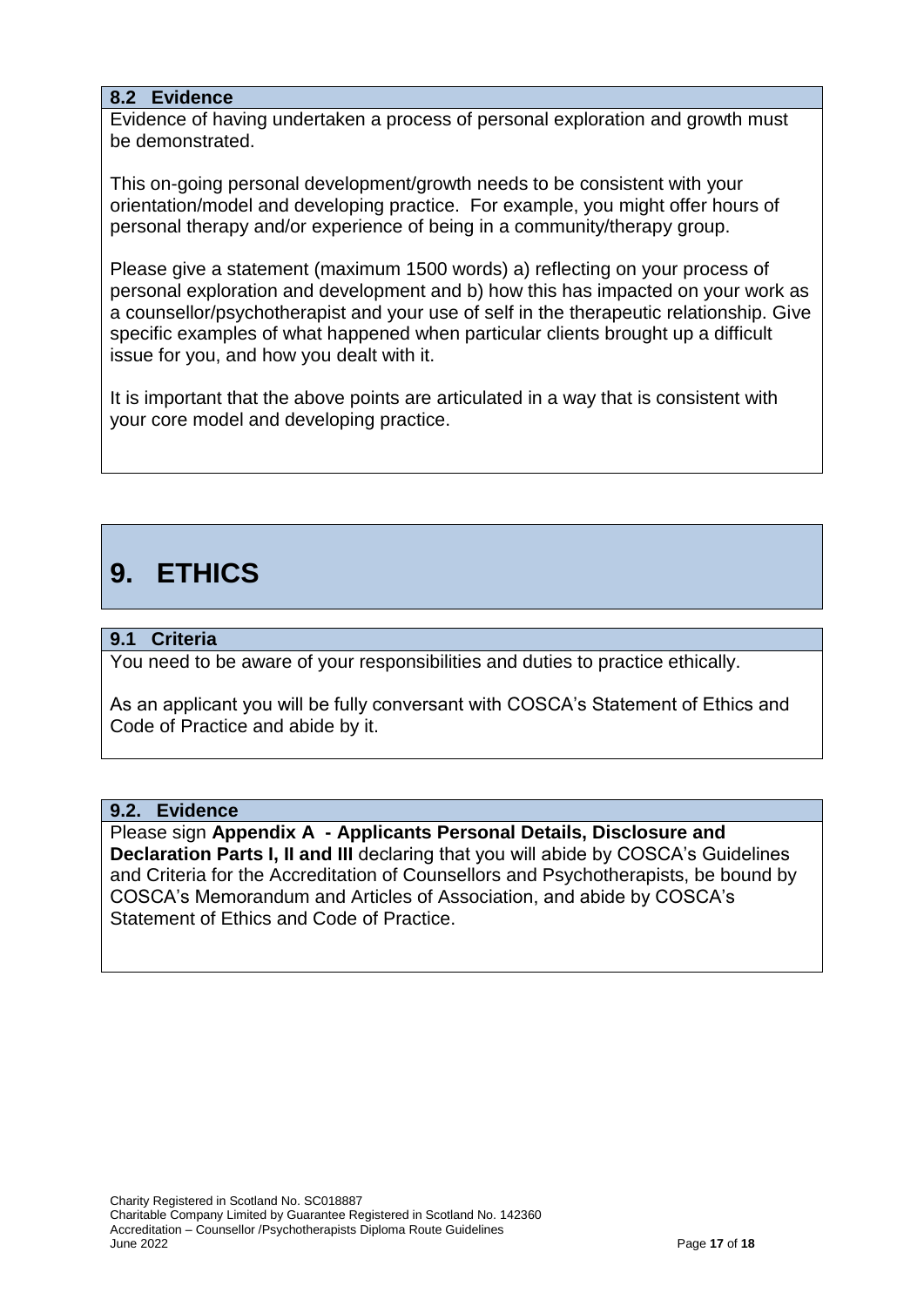### 8.2 Evidence

Evidence of having undertaken a process of personal exploration and growth must be demonstrated.

This on-going personal development/growth needs to be consistent with your orientation/model and developing practice. For example, you might offer hours of personal therapy and/or experience of being in a community/therapy group.

Please give a statement (maximum 1500 words) a) reflecting on your process of personal exploration and development and b) how this has impacted on your work as a counsellor/psychotherapist and your use of self in the therapeutic relationship. Give specific examples of what happened when particular clients brought up a difficult issue for you, and how you dealt with it.

It is important that the above points are articulated in a way that is consistent with your core model and developing practice.

# 9. ETHICS

### 9.1 Criteria

You need to be aware of your responsibilities and duties to practice ethically.

As an applicant you will be fully conversant with COSCA's Statement of Ethics and Code of Practice and abide by it.

### 9.2. Evidence

Please sign **Appendix A - Applicants Personal Details, Disclosure and Declaration Parts I, II and III** declaring that you will abide by COSCA's Guidelines and Criteria for the Accreditation of Counsellors and Psychotherapists, be bound by COSCA's Memorandum and Articles of Association, and abide by COSCA's Statement of Ethics and Code of Practice.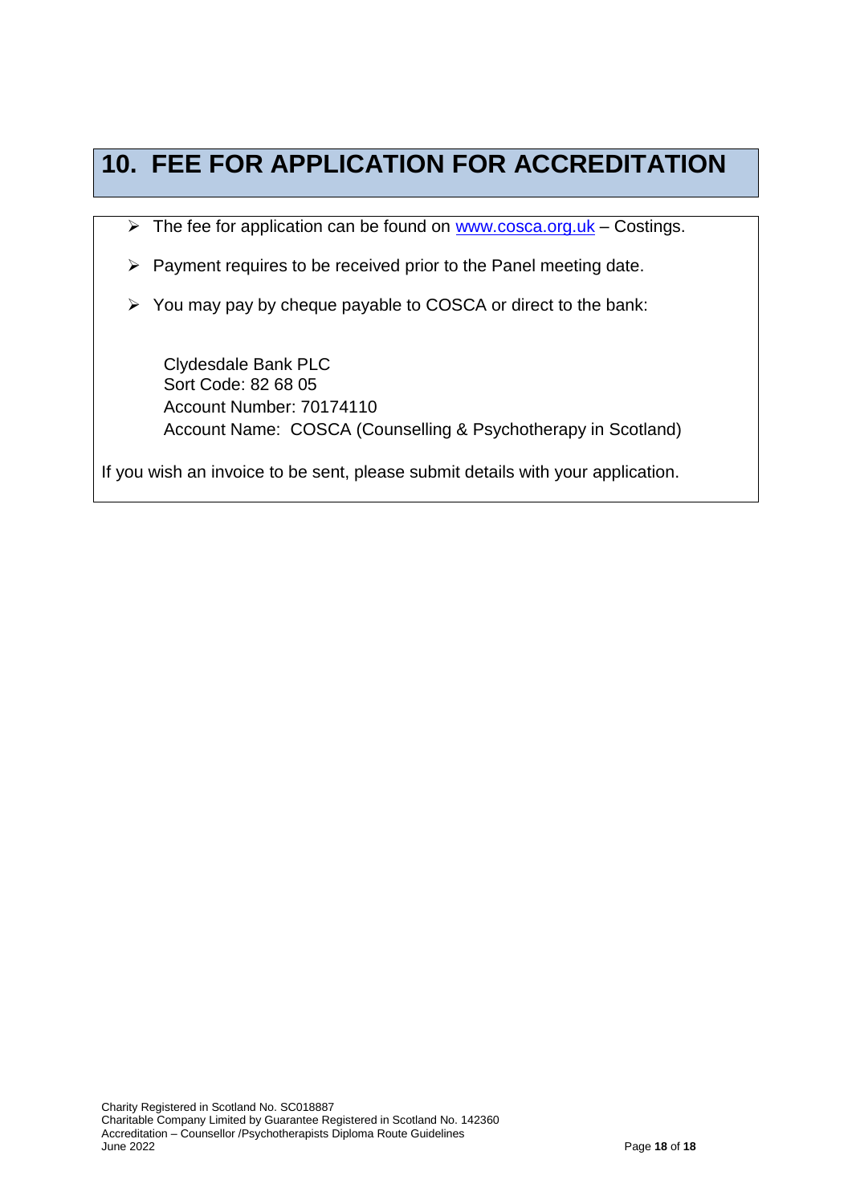# 10. FEE FOR APPLICATION FOR ACCREDITATION

- The fee for application can be found on www.cosca.org.uk – Costings.
- Payment requires to be received prior to the Panel meeting date.
- You may pay by cheque payable to COSCA or direct to the bank:

Clydesdale Bank PLC
Sort Code: 82 68 05
Account Number: 70174110
Account Name: COSCA (Counselling & Psychotherapy in Scotland)

If you wish an invoice to be sent, please submit details with your application.